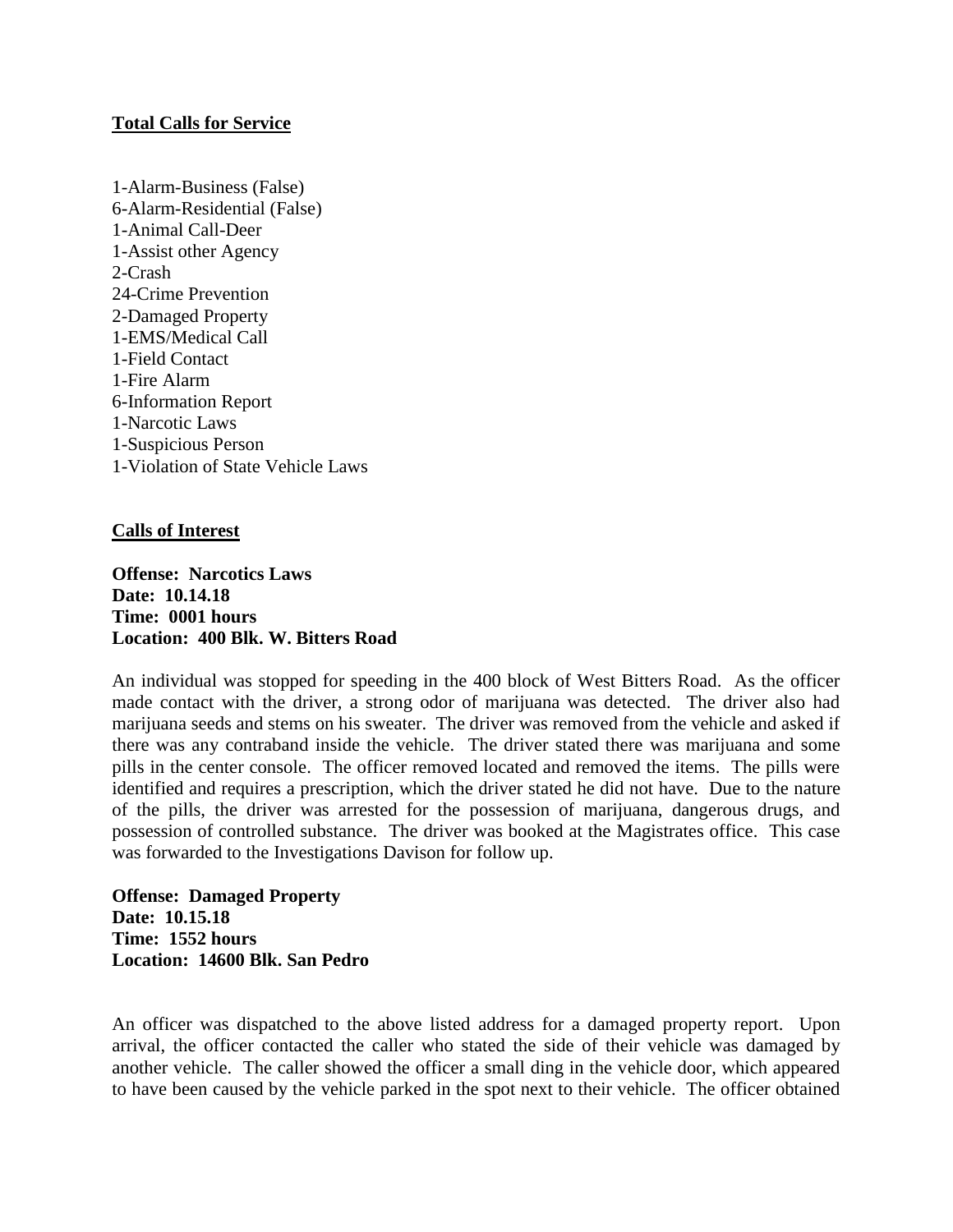**Total Calls for Service**

1-Alarm-Business (False)
6-Alarm-Residential (False)
1-Animal Call-Deer
1-Assist other Agency
2-Crash
24-Crime Prevention
2-Damaged Property
1-EMS/Medical Call
1-Field Contact
1-Fire Alarm
6-Information Report
1-Narcotic Laws
1-Suspicious Person
1-Violation of State Vehicle Laws

**Calls of Interest**

**Offense: Narcotics Laws**
**Date: 10.14.18**
**Time: 0001 hours**
**Location: 400 Blk. W. Bitters Road**

An individual was stopped for speeding in the 400 block of West Bitters Road. As the officer made contact with the driver, a strong odor of marijuana was detected. The driver also had marijuana seeds and stems on his sweater. The driver was removed from the vehicle and asked if there was any contraband inside the vehicle. The driver stated there was marijuana and some pills in the center console. The officer removed located and removed the items. The pills were identified and requires a prescription, which the driver stated he did not have. Due to the nature of the pills, the driver was arrested for the possession of marijuana, dangerous drugs, and possession of controlled substance. The driver was booked at the Magistrates office. This case was forwarded to the Investigations Davison for follow up.

**Offense: Damaged Property**
**Date: 10.15.18**
**Time: 1552 hours**
**Location: 14600 Blk. San Pedro**

An officer was dispatched to the above listed address for a damaged property report. Upon arrival, the officer contacted the caller who stated the side of their vehicle was damaged by another vehicle. The caller showed the officer a small ding in the vehicle door, which appeared to have been caused by the vehicle parked in the spot next to their vehicle. The officer obtained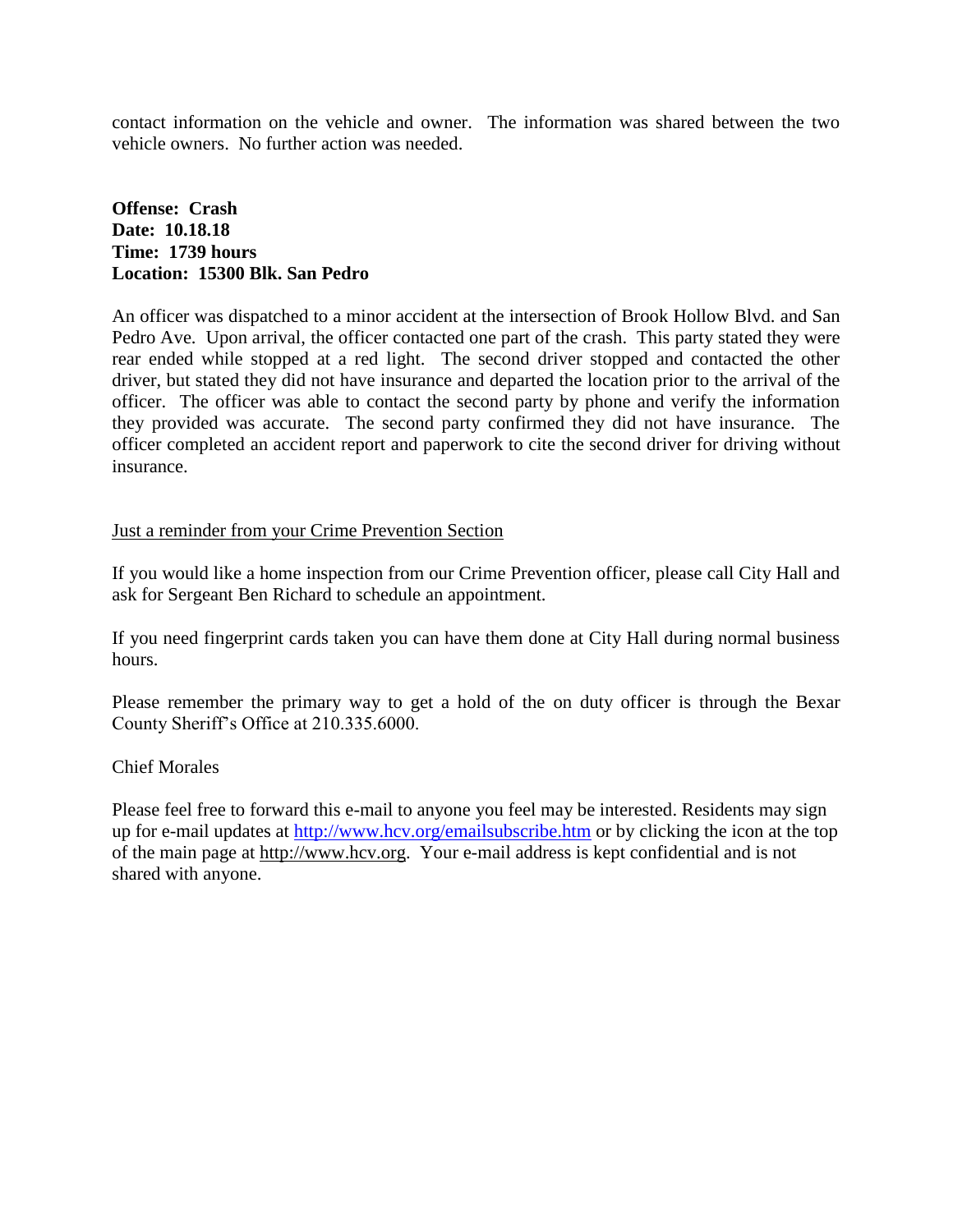contact information on the vehicle and owner. The information was shared between the two vehicle owners. No further action was needed.

**Offense: Crash**
**Date: 10.18.18**
**Time: 1739 hours**
**Location: 15300 Blk. San Pedro**

An officer was dispatched to a minor accident at the intersection of Brook Hollow Blvd. and San Pedro Ave. Upon arrival, the officer contacted one part of the crash. This party stated they were rear ended while stopped at a red light. The second driver stopped and contacted the other driver, but stated they did not have insurance and departed the location prior to the arrival of the officer. The officer was able to contact the second party by phone and verify the information they provided was accurate. The second party confirmed they did not have insurance. The officer completed an accident report and paperwork to cite the second driver for driving without insurance.

<u>Just a reminder from your Crime Prevention Section</u>

If you would like a home inspection from our Crime Prevention officer, please call City Hall and ask for Sergeant Ben Richard to schedule an appointment.

If you need fingerprint cards taken you can have them done at City Hall during normal business hours.

Please remember the primary way to get a hold of the on duty officer is through the Bexar County Sheriff's Office at 210.335.6000.

Chief Morales

Please feel free to forward this e-mail to anyone you feel may be interested. Residents may sign up for e-mail updates at http://www.hcv.org/emailsubscribe.htm or by clicking the icon at the top of the main page at http://www.hcv.org. Your e-mail address is kept confidential and is not shared with anyone.